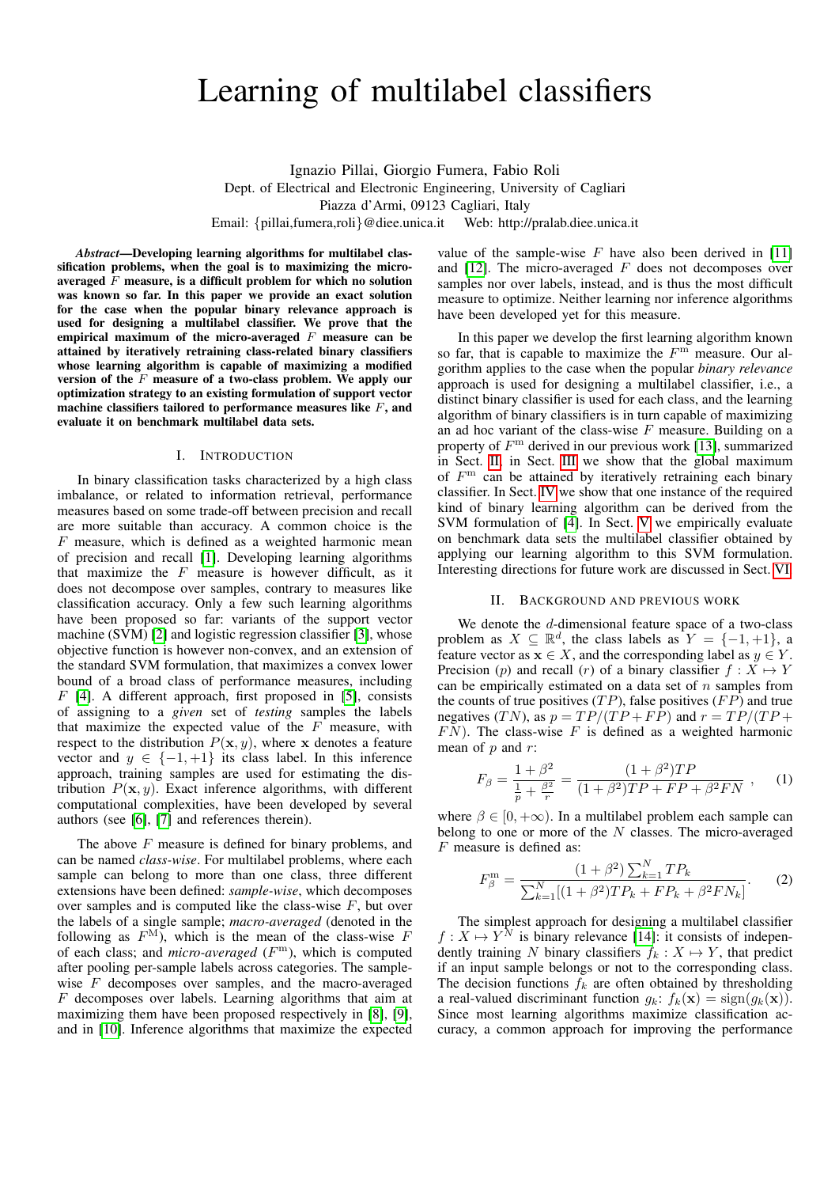# Learning of multilabel classifiers

Ignazio Pillai, Giorgio Fumera, Fabio Roli
Dept. of Electrical and Electronic Engineering, University of Cagliari
Piazza d'Armi, 09123 Cagliari, Italy
Email: {pillai,fumera,roli}@diee.unica.it Web: http://pralab.diee.unica.it

***Abstract*—Developing learning algorithms for multilabel classification problems, when the goal is to maximizing the micro-averaged $F$ measure, is a difficult problem for which no solution was known so far. In this paper we provide an exact solution for the case when the popular binary relevance approach is used for designing a multilabel classifier. We prove that the empirical maximum of the micro-averaged $F$ measure can be attained by iteratively retraining class-related binary classifiers whose learning algorithm is capable of maximizing a modified version of the $F$ measure of a two-class problem. We apply our optimization strategy to an existing formulation of support vector machine classifiers tailored to performance measures like $F$, and evaluate it on benchmark multilabel data sets.**

## I. Introduction

In binary classification tasks characterized by a high class imbalance, or related to information retrieval, performance measures based on some trade-off between precision and recall are more suitable than accuracy. A common choice is the $F$ measure, which is defined as a weighted harmonic mean of precision and recall [1]. Developing learning algorithms that maximize the $F$ measure is however difficult, as it does not decompose over samples, contrary to measures like classification accuracy. Only a few such learning algorithms have been proposed so far: variants of the support vector machine (SVM) [2] and logistic regression classifier [3], whose objective function is however non-convex, and an extension of the standard SVM formulation, that maximizes a convex lower bound of a broad class of performance measures, including $F$ [4]. A different approach, first proposed in [5], consists of assigning to a *given* set of *testing* samples the labels that maximize the expected value of the $F$ measure, with respect to the distribution $P(\mathbf{x}, y)$, where $\mathbf{x}$ denotes a feature vector and $y \in \{-1, +1\}$ its class label. In this inference approach, training samples are used for estimating the distribution $P(\mathbf{x}, y)$. Exact inference algorithms, with different computational complexities, have been developed by several authors (see [6], [7] and references therein).

The above $F$ measure is defined for binary problems, and can be named *class-wise*. For multilabel problems, where each sample can belong to more than one class, three different extensions have been defined: *sample-wise*, which decomposes over samples and is computed like the class-wise $F$, but over the labels of a single sample; *macro-averaged* (denoted in the following as $F^{\mathrm{M}}$), which is the mean of the class-wise $F$ of each class; and *micro-averaged* ($F^{\mathrm{m}}$), which is computed after pooling per-sample labels across categories. The sample-wise $F$ decomposes over samples, and the macro-averaged $F$ decomposes over labels. Learning algorithms that aim at maximizing them have been proposed respectively in [8], [9], and in [10]. Inference algorithms that maximize the expected value of the sample-wise $F$ have also been derived in [11] and [12]. The micro-averaged $F$ does not decomposes over samples nor over labels, instead, and is thus the most difficult measure to optimize. Neither learning nor inference algorithms have been developed yet for this measure.

In this paper we develop the first learning algorithm known so far, that is capable to maximize the $F^{\mathrm{m}}$ measure. Our algorithm applies to the case when the popular *binary relevance* approach is used for designing a multilabel classifier, i.e., a distinct binary classifier is used for each class, and the learning algorithm of binary classifiers is in turn capable of maximizing an ad hoc variant of the class-wise $F$ measure. Building on a property of $F^{\mathrm{m}}$ derived in our previous work [13], summarized in Sect. II, in Sect. III we show that the global maximum of $F^{\mathrm{m}}$ can be attained by iteratively retraining each binary classifier. In Sect. IV we show that one instance of the required kind of binary learning algorithm can be derived from the SVM formulation of [4]. In Sect. V we empirically evaluate on benchmark data sets the multilabel classifier obtained by applying our learning algorithm to this SVM formulation. Interesting directions for future work are discussed in Sect. VI.

## II. Background and previous work

We denote the $d$-dimensional feature space of a two-class problem as $X \subseteq \mathbb{R}^d$, the class labels as $Y = \{-1, +1\}$, a feature vector as $\mathbf{x} \in X$, and the corresponding label as $y \in Y$. Precision ($p$) and recall ($r$) of a binary classifier $f : X \mapsto Y$ can be empirically estimated on a data set of $n$ samples from the counts of true positives ($TP$), false positives ($FP$) and true negatives ($TN$), as $p = TP/(TP + FP)$ and $r = TP/(TP + FN)$. The class-wise $F$ is defined as a weighted harmonic mean of $p$ and $r$:

$$F_\beta = \frac{1+\beta^2}{\frac{1}{p} + \frac{\beta^2}{r}} = \frac{(1+\beta^2)TP}{(1+\beta^2)TP + FP + \beta^2 FN} , \quad (1)$$

where $\beta \in [0, +\infty)$. In a multilabel problem each sample can belong to one or more of the $N$ classes. The micro-averaged $F$ measure is defined as:

$$F^{\mathrm{m}}_\beta = \frac{(1+\beta^2)\sum_{k=1}^{N} TP_k}{\sum_{k=1}^{N}[(1+\beta^2)TP_k + FP_k + \beta^2 FN_k]} . \quad (2)$$

The simplest approach for designing a multilabel classifier $f : X \mapsto Y^N$ is binary relevance [14]: it consists of independently training $N$ binary classifiers $f_k : X \mapsto Y$, that predict if an input sample belongs or not to the corresponding class. The decision functions $f_k$ are often obtained by thresholding a real-valued discriminant function $g_k$: $f_k(\mathbf{x}) = \mathrm{sign}(g_k(\mathbf{x}))$. Since most learning algorithms maximize classification accuracy, a common approach for improving the performance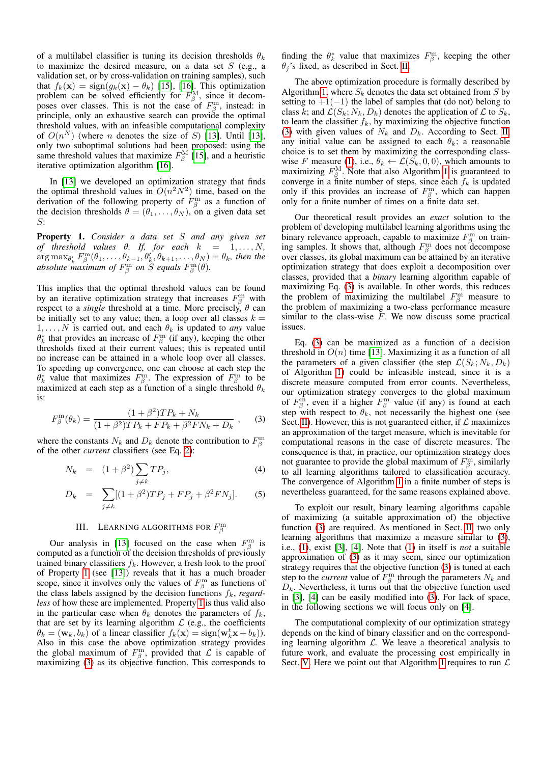of a multilabel classifier is tuning its decision thresholds $\theta_k$ to maximize the desired measure, on a data set $S$ (e.g., a validation set, or by cross-validation on training samples), such that $f_k(\mathbf{x}) = \text{sign}(g_k(\mathbf{x}) - \theta_k)$ [15], [16]. This optimization problem can be solved efficiently for $F_\beta^{\text{M}}$, since it decomposes over classes. This is not the case of $F_\beta^{\text{m}}$, instead: in principle, only an exhaustive search can provide the optimal threshold values, with an infeasible computational complexity of $O(n^N)$ (where $n$ denotes the size of $S$) [13]. Until [13], only two suboptimal solutions had been proposed: using the same threshold values that maximize $F_\beta^{\text{M}}$ [15], and a heuristic iterative optimization algorithm [16].

In [13] we developed an optimization strategy that finds the optimal threshold values in $O(n^2 N^2)$ time, based on the derivation of the following property of $F_\beta^{\text{m}}$ as a function of the decision thresholds $\theta = (\theta_1, \ldots, \theta_N)$, on a given data set $S$:

**Property 1.** *Consider a data set $S$ and any given set of threshold values $\theta$. If, for each $k = 1, \ldots, N$, $\arg\max_{\theta'_k} F_\beta^{\text{m}}(\theta_1, \ldots, \theta_{k-1}, \theta'_k, \theta_{k+1}, \ldots, \theta_N) = \theta_k$, then the absolute maximum of $F_\beta^{\text{m}}$ on $S$ equals $F_\beta^{\text{m}}(\theta)$.*

This implies that the optimal threshold values can be found by an iterative optimization strategy that increases $F_\beta^{\text{m}}$ with respect to a *single* threshold at a time. More precisely, $\theta$ can be initially set to any value; then, a loop over all classes $k = 1, \ldots, N$ is carried out, and each $\theta_k$ is updated to *any* value $\theta_k^*$ that provides an increase of $F_\beta^{\text{m}}$ (if any), keeping the other thresholds fixed at their current values; this is repeated until no increase can be attained in a whole loop over all classes. To speeding up convergence, one can choose at each step the $\theta_k^*$ value that maximizes $F_\beta^{\text{m}}$. The expression of $F_\beta^{\text{m}}$ to be maximized at each step as a function of a single threshold $\theta_k$ is:

$$F_\beta^{\text{m}}(\theta_k) = \frac{(1+\beta^2)TP_k + N_k}{(1+\beta^2)TP_k + FP_k + \beta^2 FN_k + D_k}, \tag{3}$$

where the constants $N_k$ and $D_k$ denote the contribution to $F_\beta^{\text{m}}$ of the other *current* classifiers (see Eq. 2):

$$N_k = (1+\beta^2)\sum_{j \neq k} TP_j, \tag{4}$$

$$D_k = \sum_{j \neq k}[(1+\beta^2)TP_j + FP_j + \beta^2 FN_j]. \tag{5}$$

## III. Learning Algorithms for $F_\beta^{\text{m}}$

Our analysis in [13] focused on the case when $F_\beta^{\text{m}}$ is computed as a function of the decision thresholds of previously trained binary classifiers $f_k$. However, a fresh look to the proof of Property 1 (see [13]) reveals that it has a much broader scope, since it involves only the values of $F_\beta^{\text{m}}$ as functions of the class labels assigned by the decision functions $f_k$, *regardless* of how these are implemented. Property 1 is thus valid also in the particular case when $\theta_k$ denotes the parameters of $f_k$, that are set by its learning algorithm $\mathcal{L}$ (e.g., the coefficients $\theta_k = (\mathbf{w}_k, b_k)$ of a linear classifier $f_k(\mathbf{x}) = \text{sign}(\mathbf{w}_k^t \mathbf{x} + b_k)$). Also in this case the above optimization strategy provides the global maximum of $F_\beta^{\text{m}}$, provided that $\mathcal{L}$ is capable of maximizing (3) as its objective function. This corresponds to finding the $\theta_k^*$ value that maximizes $F_\beta^{\text{m}}$, keeping the other $\theta_j$'s fixed, as described in Sect. II.

The above optimization procedure is formally described by Algorithm 1, where $S_k$ denotes the data set obtained from $S$ by setting to $+1(-1)$ the label of samples that (do not) belong to class $k$; and $\mathcal{L}(S_k; N_k, D_k)$ denotes the application of $\mathcal{L}$ to $S_k$, to learn the classifier $f_k$, by maximizing the objective function (3) with given values of $N_k$ and $D_k$. According to Sect. II, any initial value can be assigned to each $\theta_k$; a reasonable choice is to set them by maximizing the corresponding class-wise $F$ measure (1), i.e., $\theta_k \leftarrow \mathcal{L}(S_k, 0, 0)$, which amounts to maximizing $F_\beta^{\text{M}}$. Note that also Algorithm 1 is guaranteed to converge in a finite number of steps, since each $f_k$ is updated only if this provides an increase of $F_\beta^{\text{m}}$, which can happen only for a finite number of times on a finite data set.

Our theoretical result provides an *exact* solution to the problem of developing multilabel learning algorithms using the binary relevance approach, capable to maximize $F_\beta^{\text{m}}$ on training samples. It shows that, although $F_\beta^{\text{m}}$ does not decompose over classes, its global maximum can be attained by an iterative optimization strategy that does exploit a decomposition over classes, provided that a *binary* learning algorithm capable of maximizing Eq. (3) is available. In other words, this reduces the problem of maximizing the multilabel $F_\beta^{\text{m}}$ measure to the problem of maximizing a two-class performance measure similar to the class-wise $F$. We now discuss some practical issues.

Eq. (3) can be maximized as a function of a decision threshold in $O(n)$ time [13]. Maximizing it as a function of all the parameters of a given classifier (the step $\mathcal{L}(S_k; N_k, D_k)$ of Algorithm 1) could be infeasible instead, since it is a discrete measure computed from error counts. Nevertheless, our optimization strategy converges to the global maximum of $F_\beta^{\text{m}}$, even if a higher $F_\beta^{\text{m}}$ value (if any) is found at each step with respect to $\theta_k$, not necessarily the highest one (see Sect. II). However, this is not guaranteed either, if $\mathcal{L}$ maximizes an approximation of the target measure, which is inevitable for computational reasons in the case of discrete measures. The consequence is that, in practice, our optimization strategy does not guarantee to provide the global maximum of $F_\beta^{\text{m}}$, similarly to all learning algorithms tailored to classification accuracy. The convergence of Algorithm 1 in a finite number of steps is nevertheless guaranteed, for the same reasons explained above.

To exploit our result, binary learning algorithms capable of maximizing (a suitable approximation of) the objective function (3) are required. As mentioned in Sect. II, two only learning algorithms that maximize a measure similar to (3), i.e., (1), exist [3], [4]. Note that (1) in itself is *not* a suitable approximation of (3) as it may seem, since our optimization strategy requires that the objective function (3) is tuned at each step to the *current* value of $F_\beta^{\text{m}}$ through the parameters $N_k$ and $D_k$. Nevertheless, it turns out that the objective function used in [3], [4] can be easily modified into (3). For lack of space, in the following sections we will focus only on [4].

The computational complexity of our optimization strategy depends on the kind of binary classifier and on the corresponding learning algorithm $\mathcal{L}$. We leave a theoretical analysis to future work, and evaluate the processing cost empirically in Sect. V. Here we point out that Algorithm 1 requires to run $\mathcal{L}$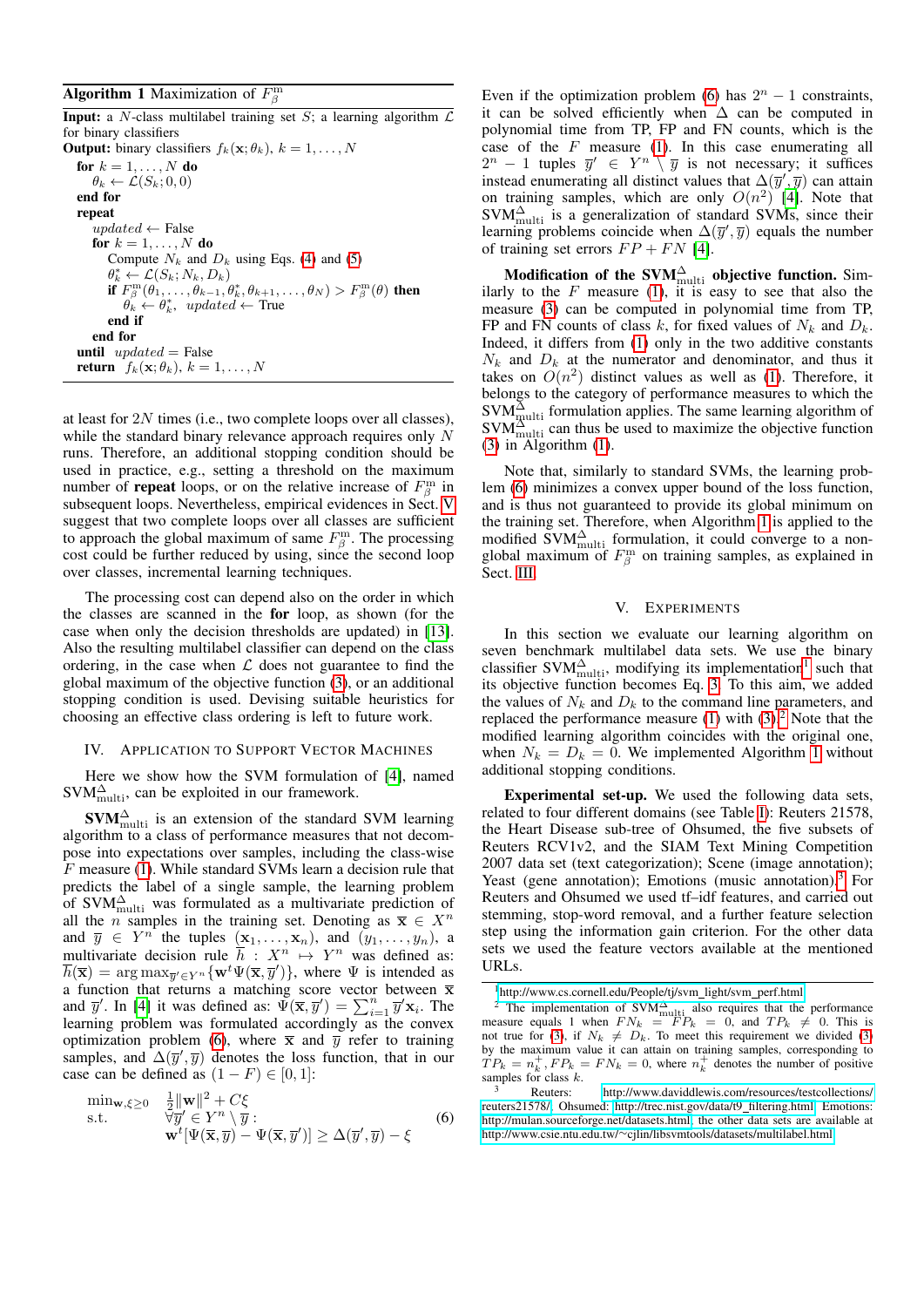**Algorithm 1** Maximization of $F_\beta^{\rm m}$

**Input:** a $N$-class multilabel training set $S$; a learning algorithm $\mathcal{L}$ for binary classifiers
**Output:** binary classifiers $f_k(\mathbf{x};\theta_k)$, $k=1,\ldots,N$

```
for k = 1,...,N do
    θ_k ← L(S_k; 0, 0)
end for
repeat
    updated ← False
    for k = 1,...,N do
        Compute N_k and D_k using Eqs. (4) and (5)
        θ*_k ← L(S_k; N_k, D_k)
        if F^m_β(θ_1,...,θ_{k-1}, θ*_k, θ_{k+1},...,θ_N) > F^m_β(θ) then
            θ_k ← θ*_k,  updated ← True
        end if
    end for
until updated = False
return f_k(x; θ_k), k = 1,...,N
```

at least for $2N$ times (i.e., two complete loops over all classes), while the standard binary relevance approach requires only $N$ runs. Therefore, an additional stopping condition should be used in practice, e.g., setting a threshold on the maximum number of **repeat** loops, or on the relative increase of $F_\beta^{\rm m}$ in subsequent loops. Nevertheless, empirical evidences in Sect. V suggest that two complete loops over all classes are sufficient to approach the global maximum of same $F_\beta^{\rm m}$. The processing cost could be further reduced by using, since the second loop over classes, incremental learning techniques.

The processing cost can depend also on the order in which the classes are scanned in the **for** loop, as shown (for the case when only the decision thresholds are updated) in [13]. Also the resulting multilabel classifier can depend on the class ordering, in the case when $\mathcal{L}$ does not guarantee to find the global maximum of the objective function (3), or an additional stopping condition is used. Devising suitable heuristics for choosing an effective class ordering is left to future work.

## IV. Application to Support Vector Machines

Here we show how the SVM formulation of [4], named $\text{SVM}^\Delta_{\text{multi}}$, can be exploited in our framework.

**$\text{SVM}^\Delta_{\text{multi}}$** is an extension of the standard SVM learning algorithm to a class of performance measures that not decompose into expectations over samples, including the class-wise $F$ measure (1). While standard SVMs learn a decision rule that predicts the label of a single sample, the learning problem of $\text{SVM}^\Delta_{\text{multi}}$ was formulated as a multivariate prediction of all the $n$ samples in the training set. Denoting as $\overline{\mathbf{x}} \in X^n$ and $\overline{y} \in Y^n$ the tuples $(\mathbf{x}_1,\ldots,\mathbf{x}_n)$, and $(y_1,\ldots,y_n)$, a multivariate decision rule $\overline{h} : X^n \mapsto Y^n$ was defined as: $\overline{h}(\overline{\mathbf{x}}) = \arg\max_{\overline{y}' \in Y^n}\{\mathbf{w}^t\Psi(\overline{\mathbf{x}},\overline{y}')\}$, where $\Psi$ is intended as a function that returns a matching score vector between $\overline{\mathbf{x}}$ and $\overline{y}'$. In [4] it was defined as: $\Psi(\overline{\mathbf{x}},\overline{y}') = \sum_{i=1}^n \overline{y}'\mathbf{x}_i$. The learning problem was formulated accordingly as the convex optimization problem (6), where $\overline{\mathbf{x}}$ and $\overline{y}$ refer to training samples, and $\Delta(\overline{y}',\overline{y})$ denotes the loss function, that in our case can be defined as $(1-F) \in [0,1]$:

$$
\begin{array}{ll}
\min_{\mathbf{w},\xi\geq 0} & \frac{1}{2}\|\mathbf{w}\|^2 + C\xi \\
\text{s.t.} & \forall \overline{y}' \in Y^n \setminus \overline{y} : \\
& \mathbf{w}^t[\Psi(\overline{\mathbf{x}},\overline{y}) - \Psi(\overline{\mathbf{x}},\overline{y}')] \geq \Delta(\overline{y}',\overline{y}) - \xi
\end{array}
\tag{6}
$$

Even if the optimization problem (6) has $2^n - 1$ constraints, it can be solved efficiently when $\Delta$ can be computed in polynomial time from TP, FP and FN counts, which is the case of the $F$ measure (1). In this case enumerating all $2^n - 1$ tuples $\overline{y}' \in Y^n \setminus \overline{y}$ is not necessary; it suffices instead enumerating all distinct values that $\Delta(\overline{y}',\overline{y})$ can attain on training samples, which are only $O(n^2)$ [4]. Note that $\text{SVM}^\Delta_{\text{multi}}$ is a generalization of standard SVMs, since their learning problems coincide when $\Delta(\overline{y}',\overline{y})$ equals the number of training set errors $FP + FN$ [4].

**Modification of the $\text{SVM}^\Delta_{\text{multi}}$ objective function.** Similarly to the $F$ measure (1), it is easy to see that also the measure (3) can be computed in polynomial time from TP, FP and FN counts of class $k$, for fixed values of $N_k$ and $D_k$. Indeed, it differs from (1) only in the two additive constants $N_k$ and $D_k$ at the numerator and denominator, and thus it takes on $O(n^2)$ distinct values as well as (1). Therefore, it belongs to the category of performance measures to which the $\text{SVM}^\Delta_{\text{multi}}$ formulation applies. The same learning algorithm of $\text{SVM}^\Delta_{\text{multi}}$ can thus be used to maximize the objective function (3) in Algorithm (1).

Note that, similarly to standard SVMs, the learning problem (6) minimizes a convex upper bound of the loss function, and is thus not guaranteed to provide its global minimum on the training set. Therefore, when Algorithm 1 is applied to the modified $\text{SVM}^\Delta_{\text{multi}}$ formulation, it could converge to a non-global maximum of $F_\beta^{\rm m}$ on training samples, as explained in Sect. III.

## V. Experiments

In this section we evaluate our learning algorithm on seven benchmark multilabel data sets. We use the binary classifier $\text{SVM}^\Delta_{\text{multi}}$, modifying its implementation[1] such that its objective function becomes Eq. 3. To this aim, we added the values of $N_k$ and $D_k$ to the command line parameters, and replaced the performance measure (1) with (3).[2] Note that the modified learning algorithm coincides with the original one, when $N_k = D_k = 0$. We implemented Algorithm 1 without additional stopping conditions.

**Experimental set-up.** We used the following data sets, related to four different domains (see Table I): Reuters 21578, the Heart Disease sub-tree of Ohsumed, the five subsets of Reuters RCV1v2, and the SIAM Text Mining Competition 2007 data set (text categorization); Scene (image annotation); Yeast (gene annotation); Emotions (music annotation).[3] For Reuters and Ohsumed we used tf–idf features, and carried out stemming, stop-word removal, and a further feature selection step using the information gain criterion. For the other data sets we used the feature vectors available at the mentioned URLs.

---

[1] http://www.cs.cornell.edu/People/tj/svm_light/svm_perf.html

[2] The implementation of $\text{SVM}^\Delta_{\text{multi}}$ also requires that the performance measure equals 1 when $FN_k = FP_k = 0$, and $TP_k \neq 0$. This is not true for (3), if $N_k \neq D_k$. To meet this requirement we divided (3) by the maximum value it can attain on training samples, corresponding to $TP_k = n_k^+, FP_k = FN_k = 0$, where $n_k^+$ denotes the number of positive samples for class $k$.

[3] Reuters: http://www.daviddlewis.com/resources/testcollections/reuters21578/, Ohsumed: http://trec.nist.gov/data/t9_filtering.html, Emotions: http://mulan.sourceforge.net/datasets.html, the other data sets are available at http://www.csie.ntu.edu.tw/~cjlin/libsvmtools/datasets/multilabel.html.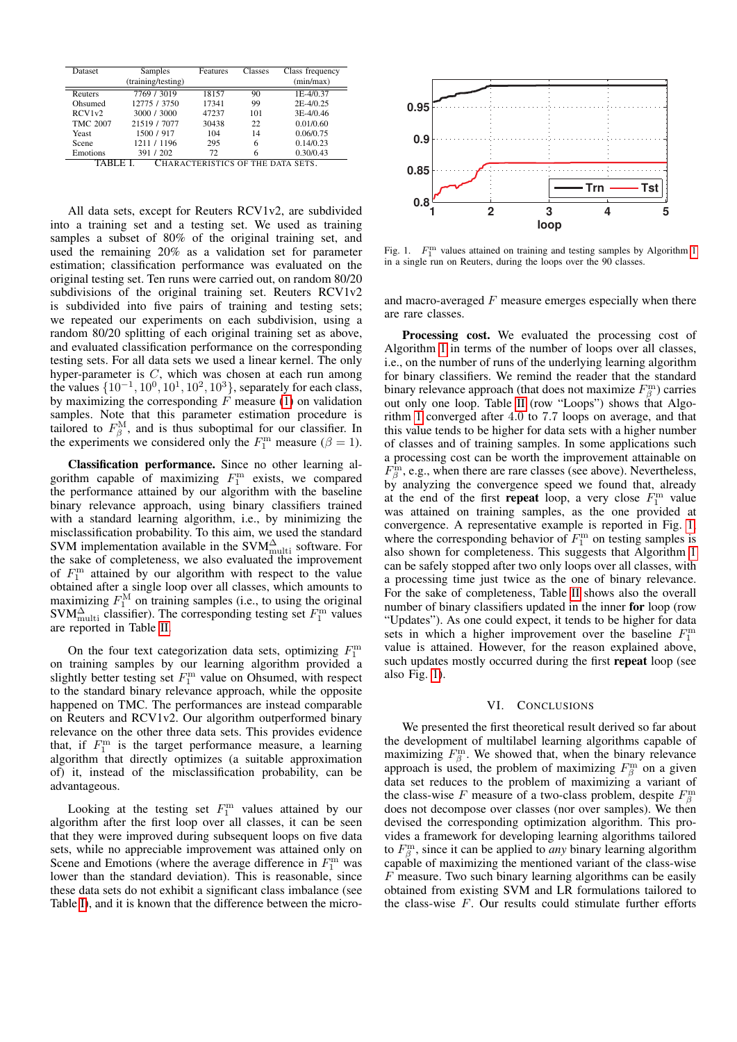| Dataset | Samples (training/testing) | Features | Classes | Class frequency (min/max) |
|---|---|---|---|---|
| Reuters | 7769 / 3019 | 18157 | 90 | 1E-4/0.37 |
| Ohsumed | 12775 / 3750 | 17341 | 99 | 2E-4/0.25 |
| RCV1v2 | 3000 / 3000 | 47237 | 101 | 3E-4/0.46 |
| TMC 2007 | 21519 / 7077 | 30438 | 22 | 0.01/0.60 |
| Yeast | 1500 / 917 | 104 | 14 | 0.06/0.75 |
| Scene | 1211 / 1196 | 295 | 6 | 0.14/0.23 |
| Emotions | 391 / 202 | 72 | 6 | 0.30/0.43 |

TABLE I. CHARACTERISTICS OF THE DATA SETS.

All data sets, except for Reuters RCV1v2, are subdivided into a training set and a testing set. We used as training samples a subset of 80% of the original training set, and used the remaining 20% as a validation set for parameter estimation; classification performance was evaluated on the original testing set. Ten runs were carried out, on random 80/20 subdivisions of the original training set. Reuters RCV1v2 is subdivided into five pairs of training and testing sets; we repeated our experiments on each subdivision, using a random 80/20 splitting of each original training set as above, and evaluated classification performance on the corresponding testing sets. For all data sets we used a linear kernel. The only hyper-parameter is $C$, which was chosen at each run among the values $\{10^{-1}, 10^0, 10^1, 10^2, 10^3\}$, separately for each class, by maximizing the corresponding $F$ measure (1) on validation samples. Note that this parameter estimation procedure is tailored to $F^{\mathrm{M}}_{\beta}$, and is thus suboptimal for our classifier. In the experiments we considered only the $F^{\mathrm{m}}_1$ measure ($\beta = 1$).

**Classification performance.** Since no other learning algorithm capable of maximizing $F^{\mathrm{m}}_1$ exists, we compared the performance attained by our algorithm with the baseline binary relevance approach, using binary classifiers trained with a standard learning algorithm, i.e., by minimizing the misclassification probability. To this aim, we used the standard SVM implementation available in the $\mathrm{SVM}^{\Delta}_{\mathrm{multi}}$ software. For the sake of completeness, we also evaluated the improvement of $F^{\mathrm{m}}_1$ attained by our algorithm with respect to the value obtained after a single loop over all classes, which amounts to maximizing $F^{\mathrm{M}}_1$ on training samples (i.e., to using the original $\mathrm{SVM}^{\Delta}_{\mathrm{multi}}$ classifier). The corresponding testing set $F^{\mathrm{m}}_1$ values are reported in Table II.

On the four text categorization data sets, optimizing $F^{\mathrm{m}}_1$ on training samples by our learning algorithm provided a slightly better testing set $F^{\mathrm{m}}_1$ value on Ohsumed, with respect to the standard binary relevance approach, while the opposite happened on TMC. The performances are instead comparable on Reuters and RCV1v2. Our algorithm outperformed binary relevance on the other three data sets. This provides evidence that, if $F^{\mathrm{m}}_1$ is the target performance measure, a learning algorithm that directly optimizes (a suitable approximation of) it, instead of the misclassification probability, can be advantageous.

Looking at the testing set $F^{\mathrm{m}}_1$ values attained by our algorithm after the first loop over all classes, it can be seen that they were improved during subsequent loops on five data sets, while no appreciable improvement was attained only on Scene and Emotions (where the average difference in $F^{\mathrm{m}}_1$ was lower than the standard deviation). This is reasonable, since these data sets do not exhibit a significant class imbalance (see Table I), and it is known that the difference between the micro- and macro-averaged $F$ measure emerges especially when there are rare classes.

Fig. 1. $F^{\mathrm{m}}_1$ values attained on training and testing samples by Algorithm 1 in a single run on Reuters, during the loops over the 90 classes.

**Processing cost.** We evaluated the processing cost of Algorithm 1 in terms of the number of loops over all classes, i.e., on the number of runs of the underlying learning algorithm for binary classifiers. We remind the reader that the standard binary relevance approach (that does not maximize $F^{\mathrm{m}}_1$) carries out only one loop. Table II (row "Loops") shows that Algorithm 1 converged after 4.0 to 7.7 loops on average, and that this value tends to be higher for data sets with a higher number of classes and of training samples. In some applications such a processing cost can be worth the improvement attainable on $F^{\mathrm{m}}_{\beta}$, e.g., when there are rare classes (see above). Nevertheless, by analyzing the convergence speed we found that, already at the end of the first **repeat** loop, a very close $F^{\mathrm{m}}_1$ value was attained on training samples, as the one provided at convergence. A representative example is reported in Fig. 1, where the corresponding behavior of $F^{\mathrm{m}}_1$ on testing samples is also shown for completeness. This suggests that Algorithm 1 can be safely stopped after two only loops over all classes, with a processing time just twice as the one of binary relevance. For the sake of completeness, Table II shows also the overall number of binary classifiers updated in the inner **for** loop (row "Updates"). As one could expect, it tends to be higher for data sets in which a higher improvement over the baseline $F^{\mathrm{m}}_1$ value is attained. However, for the reason explained above, such updates mostly occurred during the first **repeat** loop (see also Fig. 1).

## VI. CONCLUSIONS

We presented the first theoretical result derived so far about the development of multilabel learning algorithms capable of maximizing $F^{\mathrm{m}}_{\beta}$. We showed that, when the binary relevance approach is used, the problem of maximizing $F^{\mathrm{m}}_{\beta}$ on a given data set reduces to the problem of maximizing a variant of the class-wise $F$ measure of a two-class problem, despite $F^{\mathrm{m}}_{\beta}$ does not decompose over classes (nor over samples). We then devised the corresponding optimization algorithm. This provides a framework for developing learning algorithms tailored to $F^{\mathrm{m}}_{\beta}$, since it can be applied to *any* binary learning algorithm capable of maximizing the mentioned variant of the class-wise $F$ measure. Two such binary learning algorithms can be easily obtained from existing SVM and LR formulations tailored to the class-wise $F$. Our results could stimulate further efforts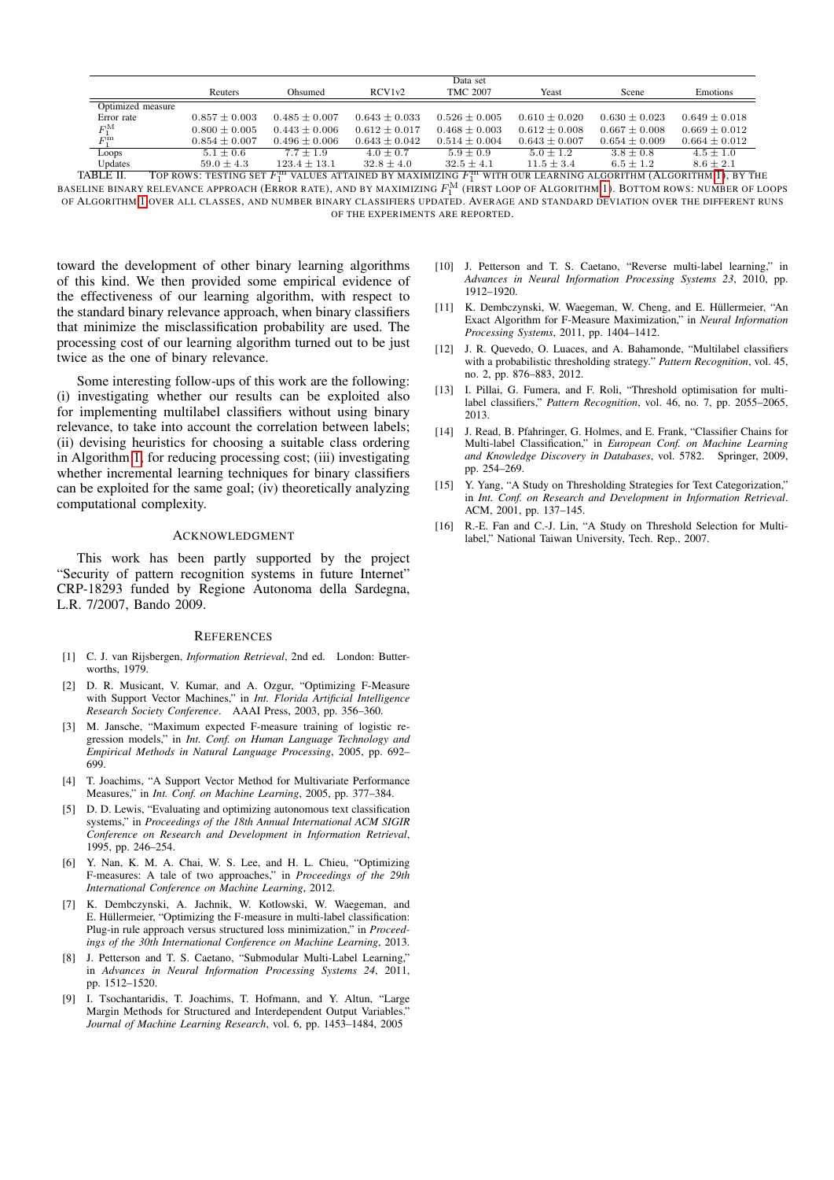| | Data set | | | | | | |
|---|---|---|---|---|---|---|---|
| | Reuters | Ohsumed | RCV1v2 | TMC 2007 | Yeast | Scene | Emotions |
| Optimized measure | | | | | | | |
| Error rate | $0.857 \pm 0.003$ | $0.485 \pm 0.007$ | $0.643 \pm 0.033$ | $0.526 \pm 0.005$ | $0.610 \pm 0.020$ | $0.630 \pm 0.023$ | $0.649 \pm 0.018$ |
| $F_1^{\mathrm{M}}$ | $0.800 \pm 0.005$ | $0.443 \pm 0.006$ | $0.612 \pm 0.017$ | $0.468 \pm 0.003$ | $0.612 \pm 0.008$ | $0.667 \pm 0.008$ | $0.669 \pm 0.012$ |
| $F_1^{\mathrm{m}}$ | $0.854 \pm 0.007$ | $0.496 \pm 0.006$ | $0.643 \pm 0.042$ | $0.514 \pm 0.004$ | $0.643 \pm 0.007$ | $0.654 \pm 0.009$ | $0.664 \pm 0.012$ |
| Loops | $5.1 \pm 0.6$ | $7.7 \pm 1.9$ | $4.0 \pm 0.7$ | $5.9 \pm 0.9$ | $5.0 \pm 1.2$ | $3.8 \pm 0.8$ | $4.5 \pm 1.0$ |
| Updates | $59.0 \pm 4.3$ | $123.4 \pm 13.1$ | $32.8 \pm 4.0$ | $32.5 \pm 4.1$ | $11.5 \pm 3.4$ | $6.5 \pm 1.2$ | $8.6 \pm 2.1$ |

TABLE II. Top rows: testing set $F_1^{\mathrm{m}}$ values attained by maximizing $F_1^{\mathrm{m}}$ with our learning algorithm (Algorithm 1), by the baseline binary relevance approach (Error rate), and by maximizing $F_1^{\mathrm{M}}$ (first loop of Algorithm 1). Bottom rows: number of loops of Algorithm 1 over all classes, and number binary classifiers updated. Average and standard deviation over the different runs of the experiments are reported.

toward the development of other binary learning algorithms of this kind. We then provided some empirical evidence of the effectiveness of our learning algorithm, with respect to the standard binary relevance approach, when binary classifiers that minimize the misclassification probability are used. The processing cost of our learning algorithm turned out to be just twice as the one of binary relevance.

Some interesting follow-ups of this work are the following: (i) investigating whether our results can be exploited also for implementing multilabel classifiers without using binary relevance, to take into account the correlation between labels; (ii) devising heuristics for choosing a suitable class ordering in Algorithm 1, for reducing processing cost; (iii) investigating whether incremental learning techniques for binary classifiers can be exploited for the same goal; (iv) theoretically analyzing computational complexity.

## Acknowledgment

This work has been partly supported by the project "Security of pattern recognition systems in future Internet" CRP-18293 funded by Regione Autonoma della Sardegna, L.R. 7/2007, Bando 2009.

## References

[1] C. J. van Rijsbergen, *Information Retrieval*, 2nd ed. London: Butterworths, 1979.

[2] D. R. Musicant, V. Kumar, and A. Ozgur, "Optimizing F-Measure with Support Vector Machines," in *Int. Florida Artificial Intelligence Research Society Conference*. AAAI Press, 2003, pp. 356–360.

[3] M. Jansche, "Maximum expected F-measure training of logistic regression models," in *Int. Conf. on Human Language Technology and Empirical Methods in Natural Language Processing*, 2005, pp. 692–699.

[4] T. Joachims, "A Support Vector Method for Multivariate Performance Measures," in *Int. Conf. on Machine Learning*, 2005, pp. 377–384.

[5] D. D. Lewis, "Evaluating and optimizing autonomous text classification systems," in *Proceedings of the 18th Annual International ACM SIGIR Conference on Research and Development in Information Retrieval*, 1995, pp. 246–254.

[6] Y. Nan, K. M. A. Chai, W. S. Lee, and H. L. Chieu, "Optimizing F-measures: A tale of two approaches," in *Proceedings of the 29th International Conference on Machine Learning*, 2012.

[7] K. Dembczynski, A. Jachnik, W. Kotlowski, W. Waegeman, and E. Hüllermeier, "Optimizing the F-measure in multi-label classification: Plug-in rule approach versus structured loss minimization," in *Proceedings of the 30th International Conference on Machine Learning*, 2013.

[8] J. Petterson and T. S. Caetano, "Submodular Multi-Label Learning," in *Advances in Neural Information Processing Systems 24*, 2011, pp. 1512–1520.

[9] I. Tsochantaridis, T. Joachims, T. Hofmann, and Y. Altun, "Large Margin Methods for Structured and Interdependent Output Variables." *Journal of Machine Learning Research*, vol. 6, pp. 1453–1484, 2005

[10] J. Petterson and T. S. Caetano, "Reverse multi-label learning," in *Advances in Neural Information Processing Systems 23*, 2010, pp. 1912–1920.

[11] K. Dembczynski, W. Waegeman, W. Cheng, and E. Hüllermeier, "An Exact Algorithm for F-Measure Maximization," in *Neural Information Processing Systems*, 2011, pp. 1404–1412.

[12] J. R. Quevedo, O. Luaces, and A. Bahamonde, "Multilabel classifiers with a probabilistic thresholding strategy." *Pattern Recognition*, vol. 45, no. 2, pp. 876–883, 2012.

[13] I. Pillai, G. Fumera, and F. Roli, "Threshold optimisation for multi-label classifiers," *Pattern Recognition*, vol. 46, no. 7, pp. 2055–2065, 2013.

[14] J. Read, B. Pfahringer, G. Holmes, and E. Frank, "Classifier Chains for Multi-label Classification," in *European Conf. on Machine Learning and Knowledge Discovery in Databases*, vol. 5782. Springer, 2009, pp. 254–269.

[15] Y. Yang, "A Study on Thresholding Strategies for Text Categorization," in *Int. Conf. on Research and Development in Information Retrieval*. ACM, 2001, pp. 137–145.

[16] R.-E. Fan and C.-J. Lin, "A Study on Threshold Selection for Multi-label," National Taiwan University, Tech. Rep., 2007.